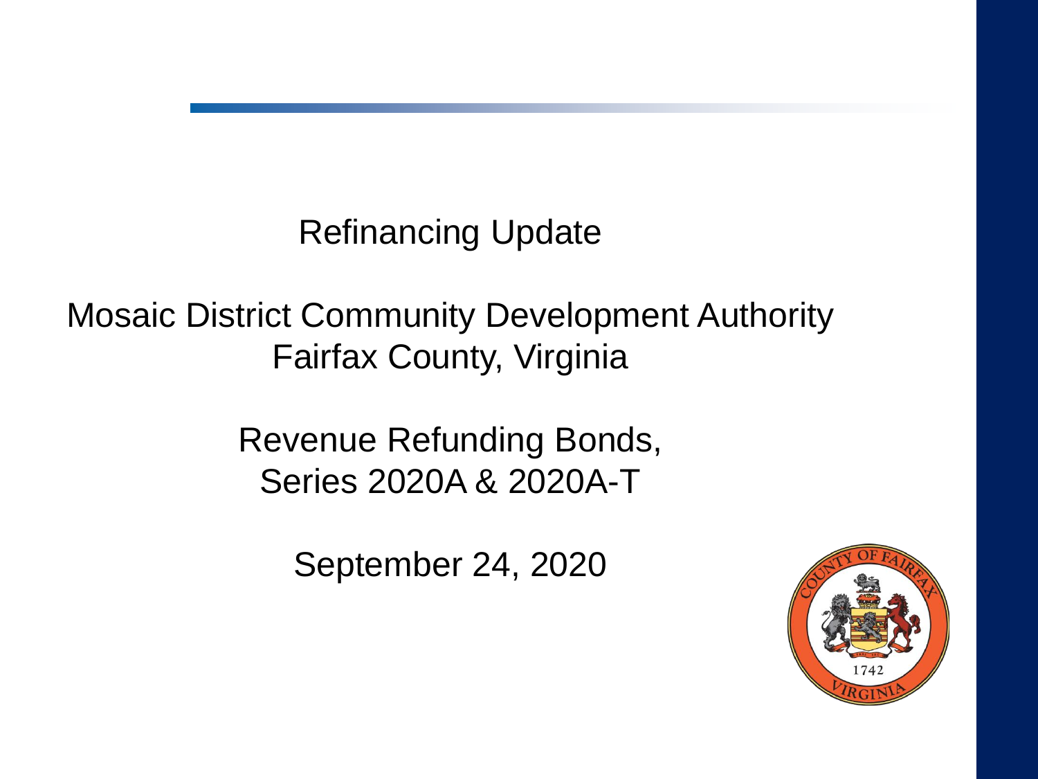# Refinancing Update

## Mosaic District Community Development Authority
## Fairfax County, Virginia

## Revenue Refunding Bonds,
## Series 2020A & 2020A-T

September 24, 2020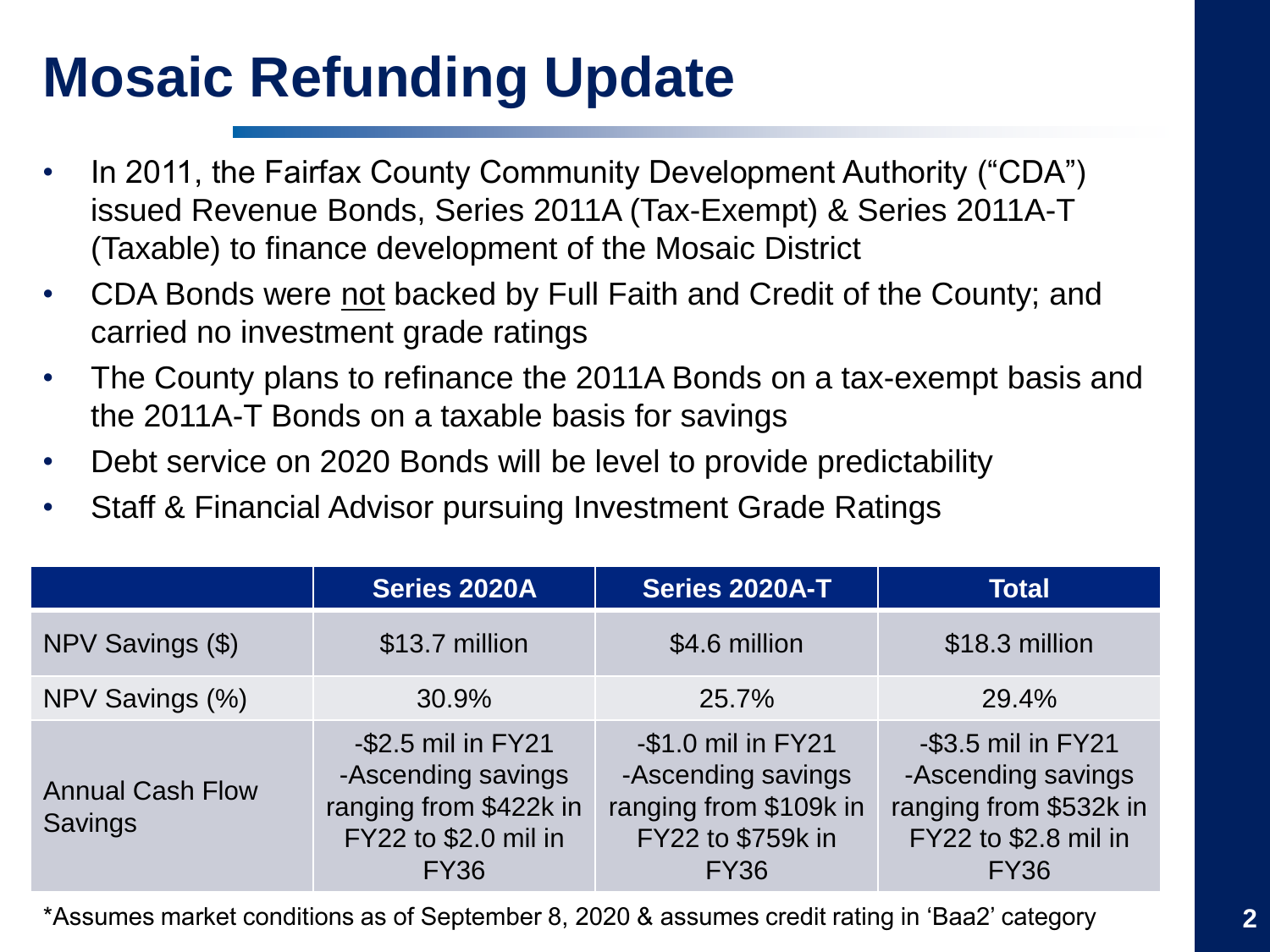# Mosaic Refunding Update

- In 2011, the Fairfax County Community Development Authority ("CDA") issued Revenue Bonds, Series 2011A (Tax-Exempt) & Series 2011A-T (Taxable) to finance development of the Mosaic District
- CDA Bonds were <u>not</u> backed by Full Faith and Credit of the County; and carried no investment grade ratings
- The County plans to refinance the 2011A Bonds on a tax-exempt basis and the 2011A-T Bonds on a taxable basis for savings
- Debt service on 2020 Bonds will be level to provide predictability
- Staff & Financial Advisor pursuing Investment Grade Ratings

| | Series 2020A | Series 2020A-T | Total |
|---|---|---|---|
| NPV Savings ($) | $13.7 million | $4.6 million | $18.3 million |
| NPV Savings (%) | 30.9% | 25.7% | 29.4% |
| Annual Cash Flow Savings | -$2.5 mil in FY21<br>-Ascending savings ranging from $422k in FY22 to $2.0 mil in FY36 | -$1.0 mil in FY21<br>-Ascending savings ranging from $109k in FY22 to $759k in FY36 | -$3.5 mil in FY21<br>-Ascending savings ranging from $532k in FY22 to $2.8 mil in FY36 |

*Assumes market conditions as of September 8, 2020 & assumes credit rating in 'Baa2' category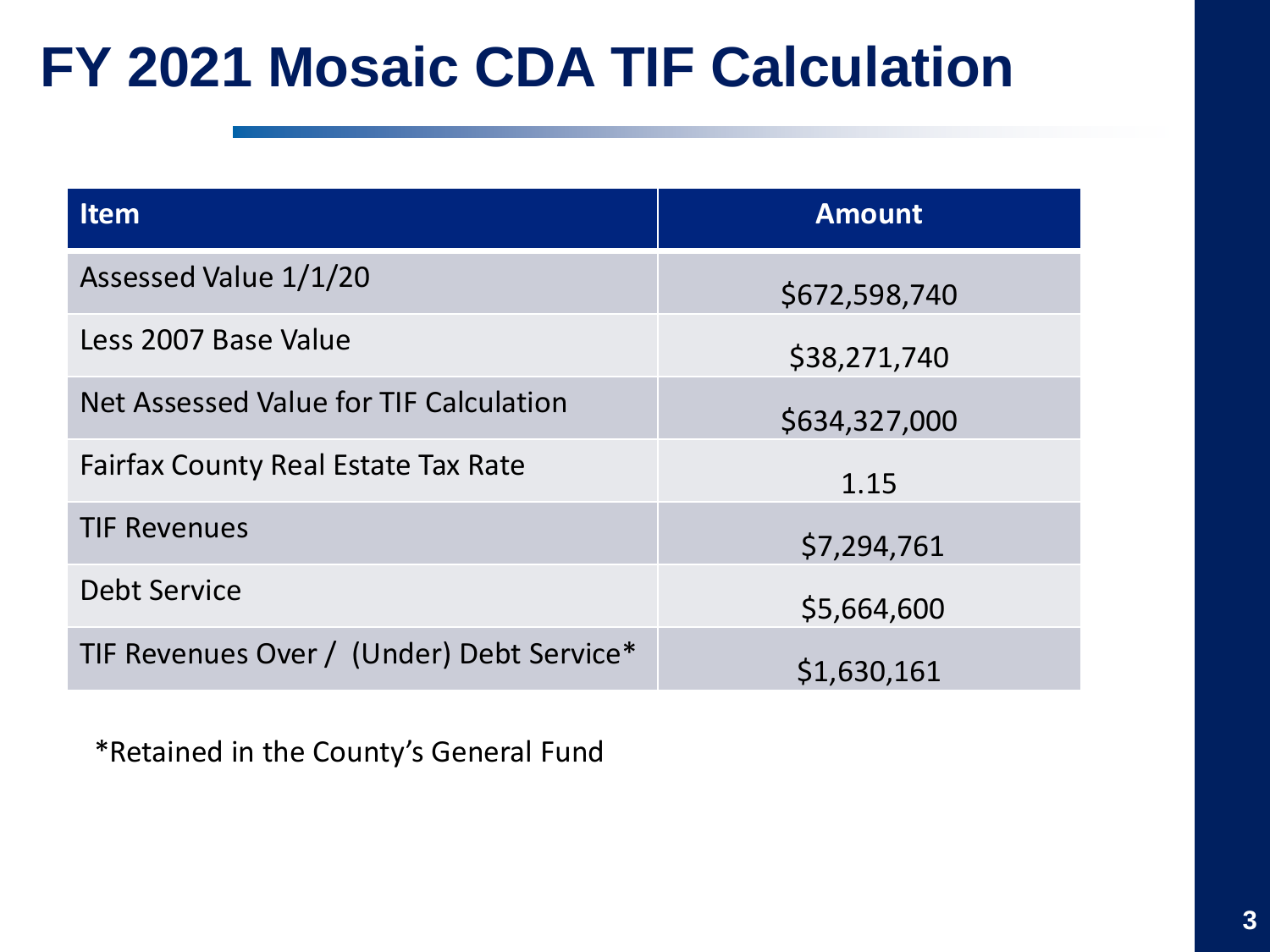# FY 2021 Mosaic CDA TIF Calculation

| Item | Amount |
| --- | --- |
| Assessed Value 1/1/20 | $672,598,740 |
| Less 2007 Base Value | $38,271,740 |
| Net Assessed Value for TIF Calculation | $634,327,000 |
| Fairfax County Real Estate Tax Rate | 1.15 |
| TIF Revenues | $7,294,761 |
| Debt Service | $5,664,600 |
| TIF Revenues Over / (Under) Debt Service* | $1,630,161 |

*Retained in the County's General Fund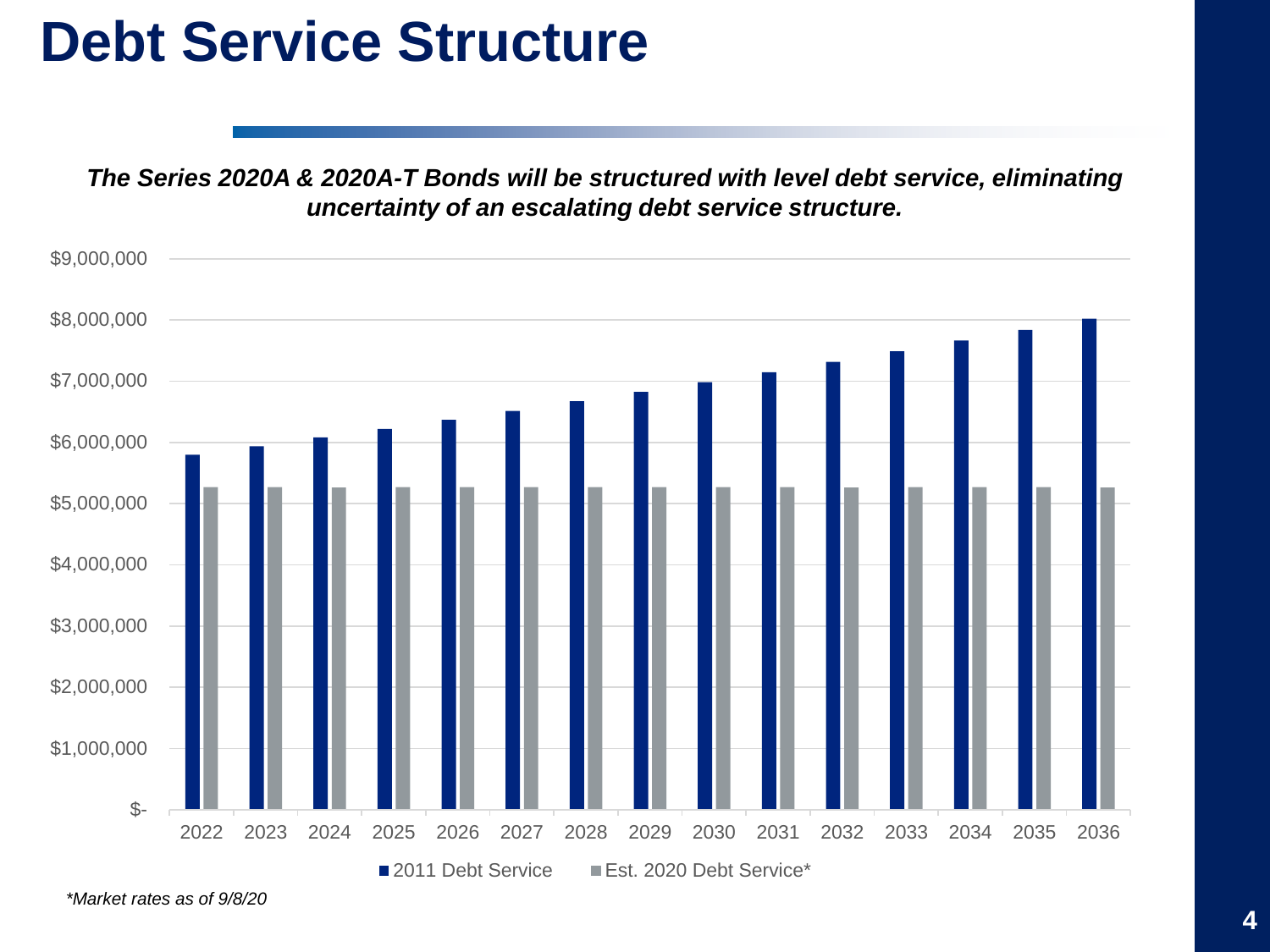# Debt Service Structure

***The Series 2020A & 2020A-T Bonds will be structured with level debt service, eliminating uncertainty of an escalating debt service structure.***

$9,000,000
$8,000,000
$7,000,000
$6,000,000
$5,000,000
$4,000,000
$3,000,000
$2,000,000
$1,000,000
$-

2022 2023 2024 2025 2026 2027 2028 2029 2030 2031 2032 2033 2034 2035 2036

■ 2011 Debt Service ■ Est. 2020 Debt Service*

*\*Market rates as of 9/8/20*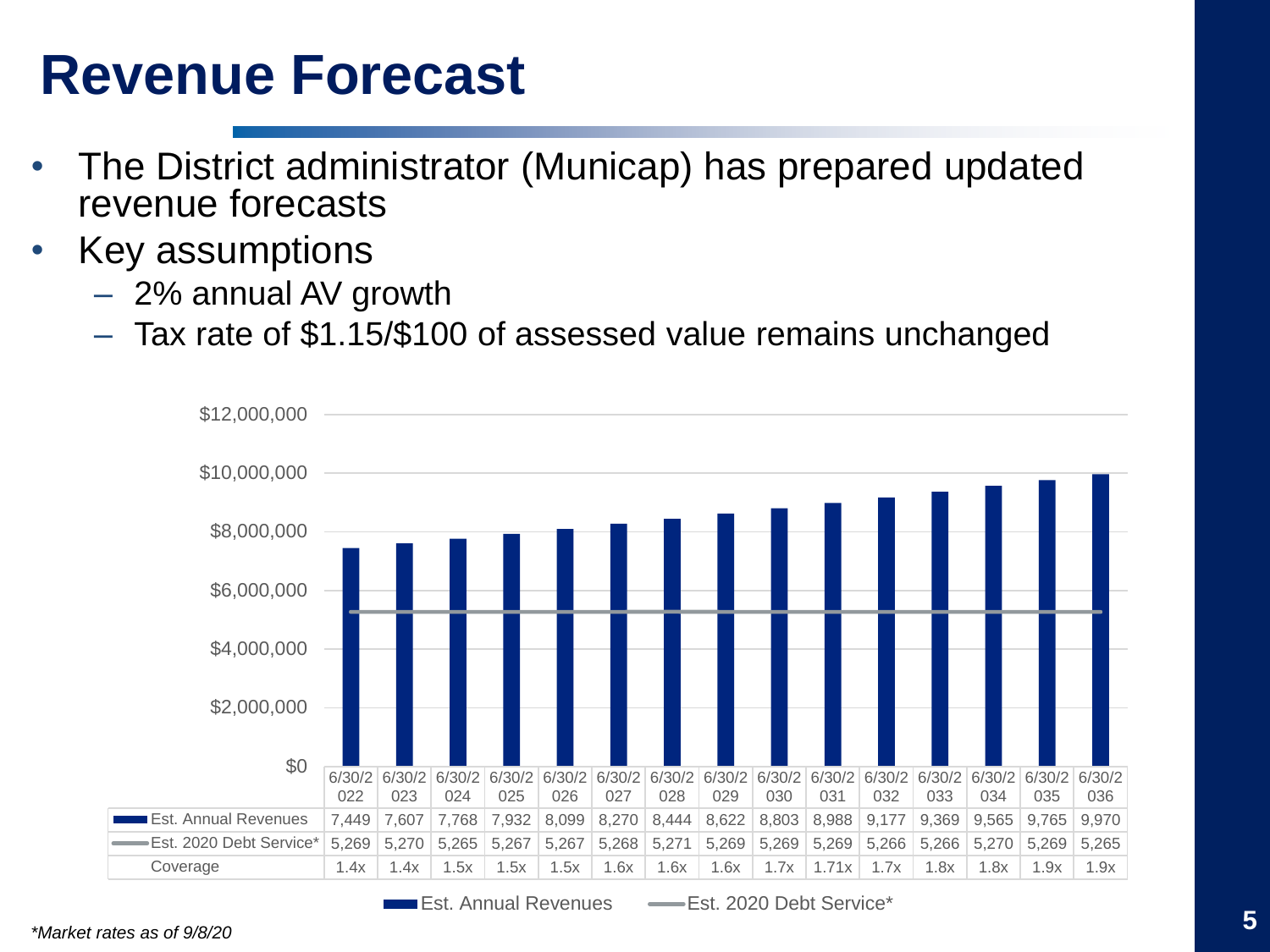# Revenue Forecast

- The District administrator (Municap) has prepared updated revenue forecasts
- Key assumptions
  - 2% annual AV growth
  - Tax rate of $1.15/$100 of assessed value remains unchanged

| | 6/30/2022 | 6/30/2023 | 6/30/2024 | 6/30/2025 | 6/30/2026 | 6/30/2027 | 6/30/2028 | 6/30/2029 | 6/30/2030 | 6/30/2031 | 6/30/2032 | 6/30/2033 | 6/30/2034 | 6/30/2035 | 6/30/2036 |
|---|---|---|---|---|---|---|---|---|---|---|---|---|---|---|---|
| Est. Annual Revenues | 7,449 | 7,607 | 7,768 | 7,932 | 8,099 | 8,270 | 8,444 | 8,622 | 8,803 | 8,988 | 9,177 | 9,369 | 9,565 | 9,765 | 9,970 |
| Est. 2020 Debt Service* | 5,269 | 5,270 | 5,265 | 5,267 | 5,267 | 5,268 | 5,271 | 5,269 | 5,269 | 5,269 | 5,266 | 5,266 | 5,270 | 5,269 | 5,265 |
| Coverage | 1.4x | 1.4x | 1.5x | 1.5x | 1.5x | 1.6x | 1.6x | 1.6x | 1.7x | 1.71x | 1.7x | 1.8x | 1.8x | 1.9x | 1.9x |

*Market rates as of 9/8/20*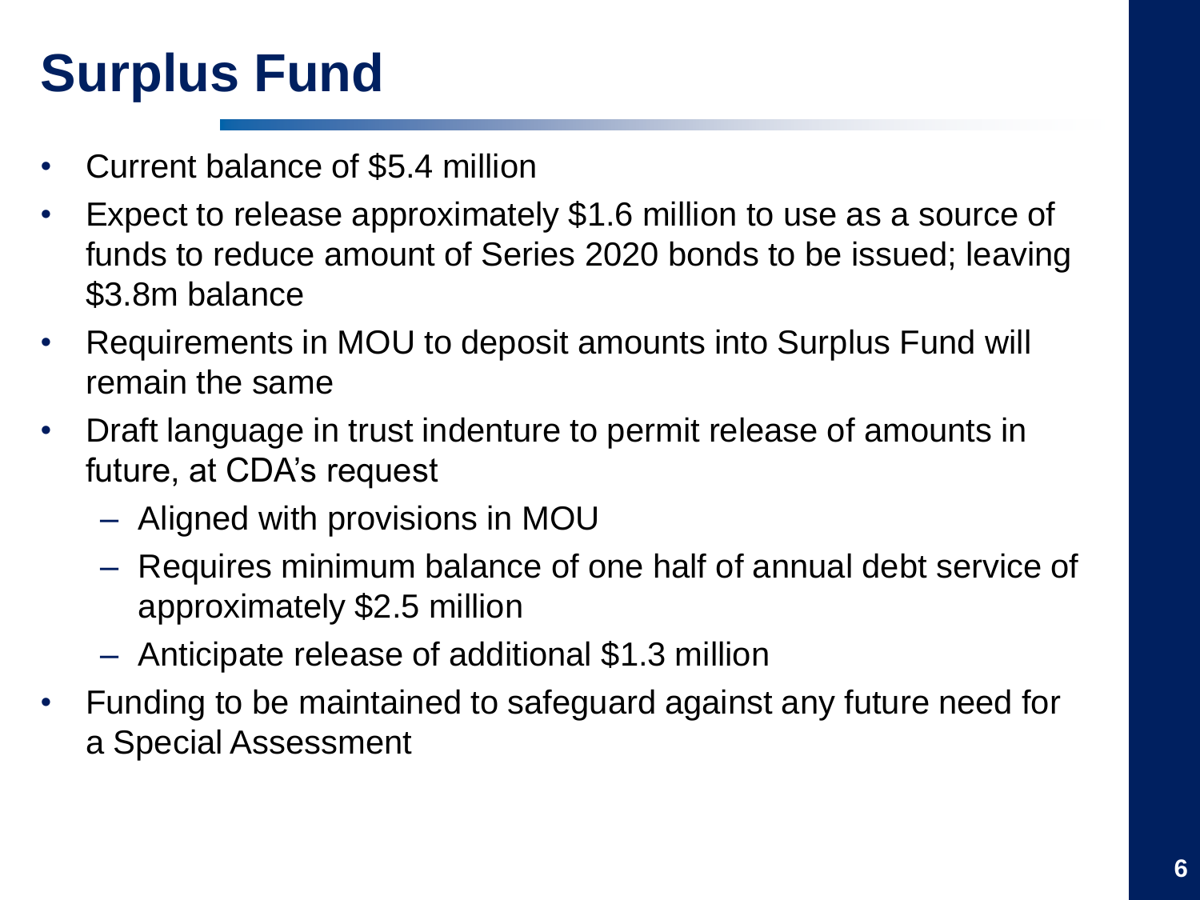# Surplus Fund

- Current balance of $5.4 million
- Expect to release approximately $1.6 million to use as a source of funds to reduce amount of Series 2020 bonds to be issued; leaving $3.8m balance
- Requirements in MOU to deposit amounts into Surplus Fund will remain the same
- Draft language in trust indenture to permit release of amounts in future, at CDA's request
  - Aligned with provisions in MOU
  - Requires minimum balance of one half of annual debt service of approximately $2.5 million
  - Anticipate release of additional $1.3 million
- Funding to be maintained to safeguard against any future need for a Special Assessment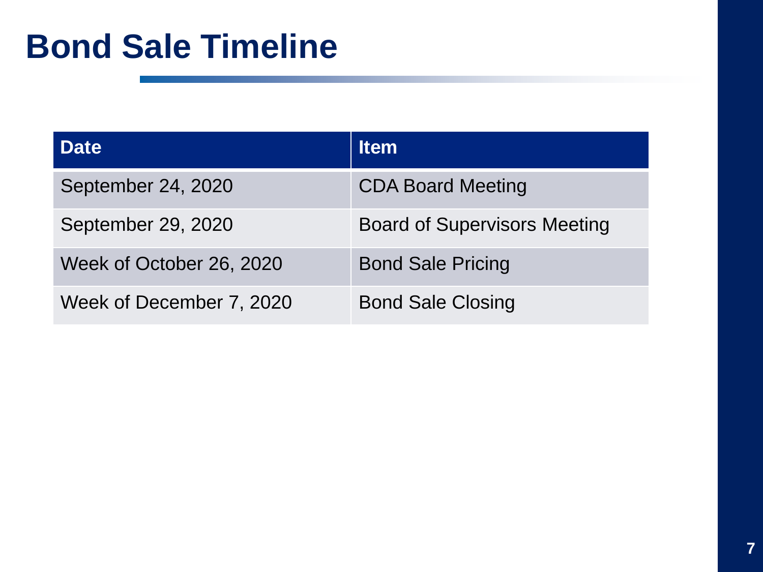# Bond Sale Timeline

| Date | Item |
|---|---|
| September 24, 2020 | CDA Board Meeting |
| September 29, 2020 | Board of Supervisors Meeting |
| Week of October 26, 2020 | Bond Sale Pricing |
| Week of December 7, 2020 | Bond Sale Closing |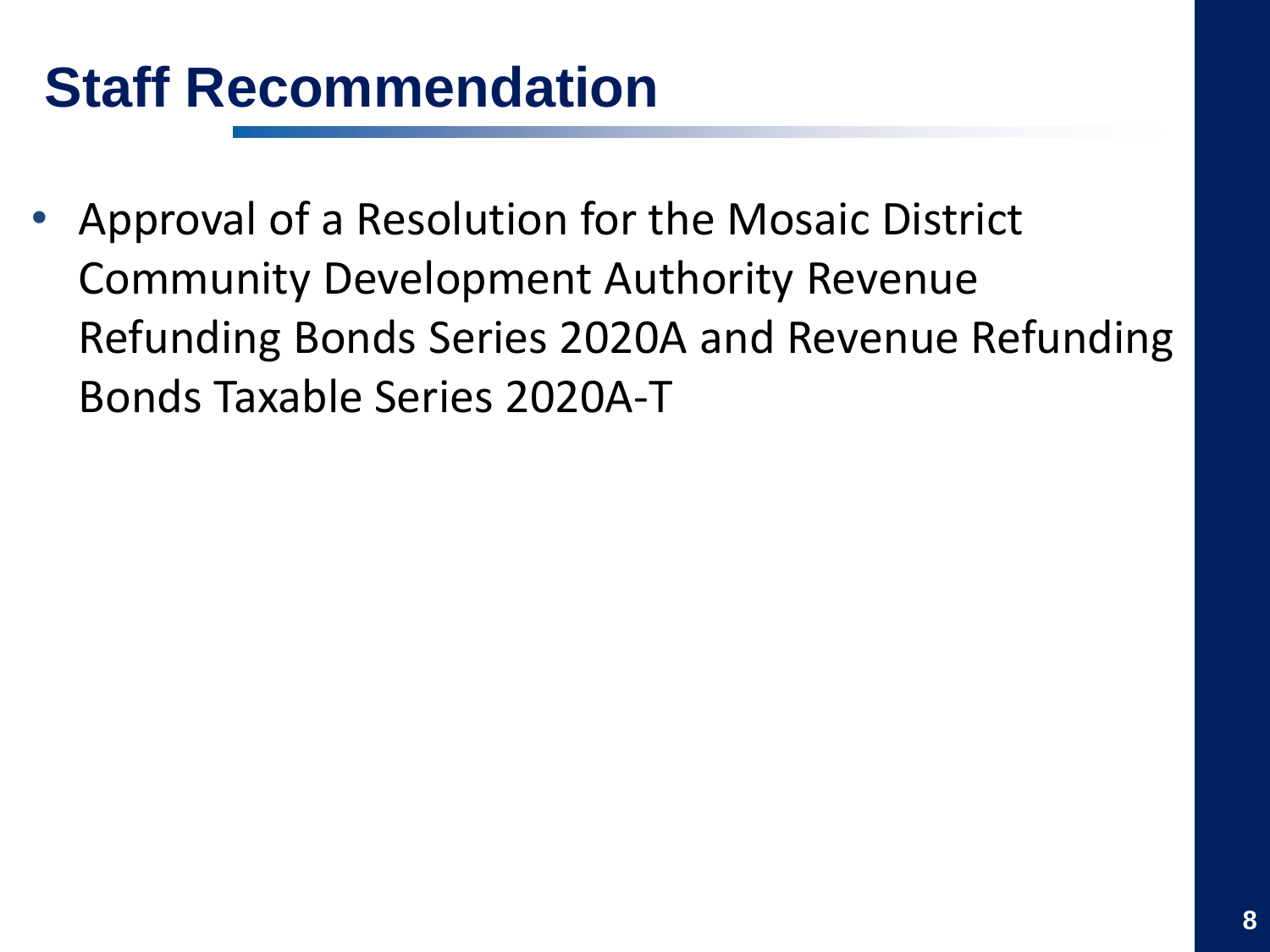# Staff Recommendation

- Approval of a Resolution for the Mosaic District Community Development Authority Revenue Refunding Bonds Series 2020A and Revenue Refunding Bonds Taxable Series 2020A-T